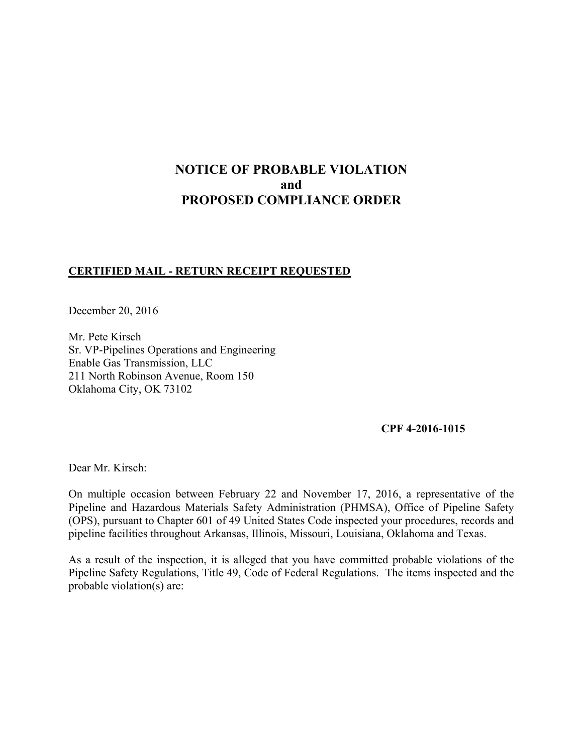# NOTICE OF PROBABLE VIOLATION
# and
# PROPOSED COMPLIANCE ORDER

**CERTIFIED MAIL - RETURN RECEIPT REQUESTED**

December 20, 2016

Mr. Pete Kirsch
Sr. VP-Pipelines Operations and Engineering
Enable Gas Transmission, LLC
211 North Robinson Avenue, Room 150
Oklahoma City, OK 73102

**CPF 4-2016-1015**

Dear Mr. Kirsch:

On multiple occasion between February 22 and November 17, 2016, a representative of the Pipeline and Hazardous Materials Safety Administration (PHMSA), Office of Pipeline Safety (OPS), pursuant to Chapter 601 of 49 United States Code inspected your procedures, records and pipeline facilities throughout Arkansas, Illinois, Missouri, Louisiana, Oklahoma and Texas.

As a result of the inspection, it is alleged that you have committed probable violations of the Pipeline Safety Regulations, Title 49, Code of Federal Regulations. The items inspected and the probable violation(s) are: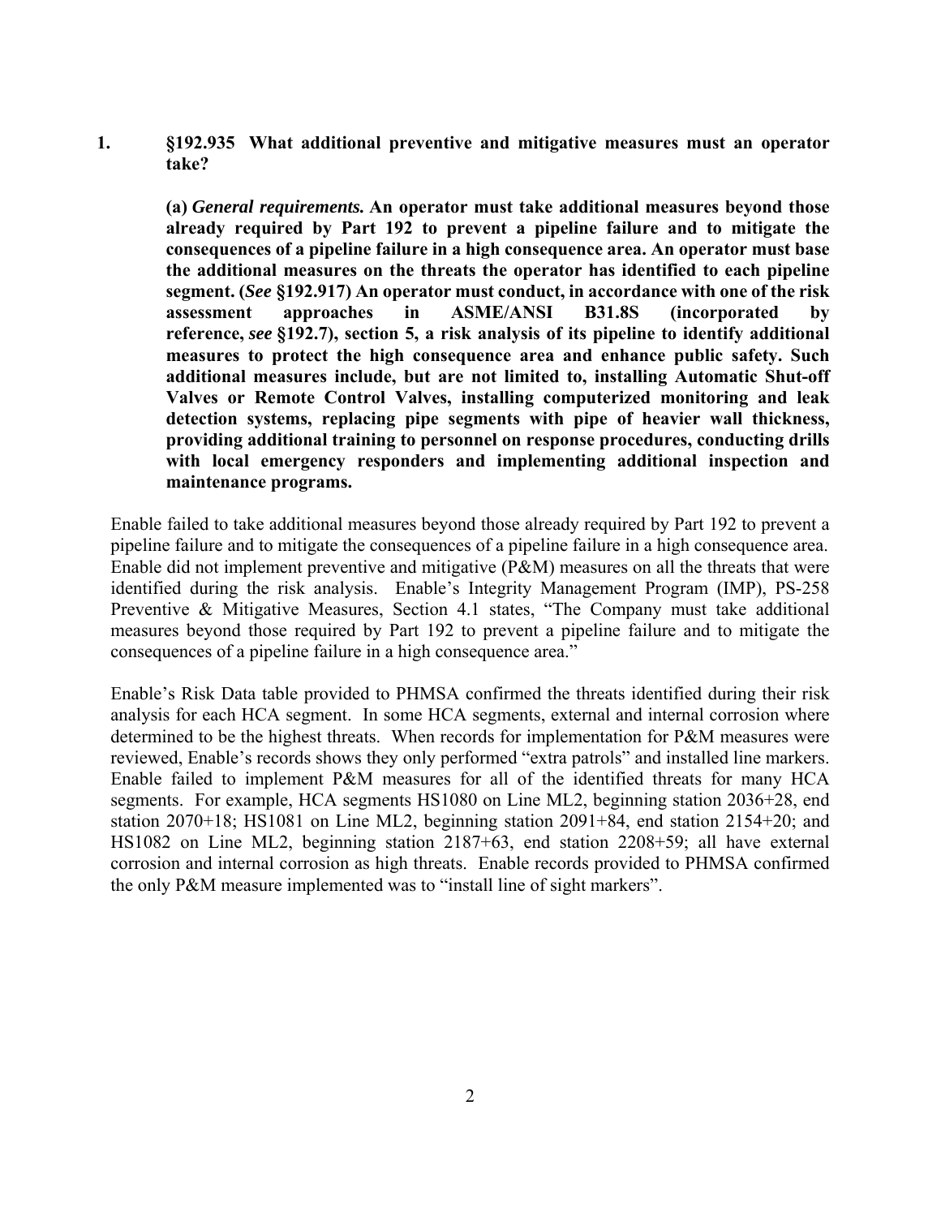**1. §192.935 What additional preventive and mitigative measures must an operator take?**

**(a) *General requirements.* An operator must take additional measures beyond those already required by Part 192 to prevent a pipeline failure and to mitigate the consequences of a pipeline failure in a high consequence area. An operator must base the additional measures on the threats the operator has identified to each pipeline segment. (*See* §192.917) An operator must conduct, in accordance with one of the risk assessment approaches in ASME/ANSI B31.8S (incorporated by reference, *see* §192.7), section 5, a risk analysis of its pipeline to identify additional measures to protect the high consequence area and enhance public safety. Such additional measures include, but are not limited to, installing Automatic Shut-off Valves or Remote Control Valves, installing computerized monitoring and leak detection systems, replacing pipe segments with pipe of heavier wall thickness, providing additional training to personnel on response procedures, conducting drills with local emergency responders and implementing additional inspection and maintenance programs.**

Enable failed to take additional measures beyond those already required by Part 192 to prevent a pipeline failure and to mitigate the consequences of a pipeline failure in a high consequence area. Enable did not implement preventive and mitigative (P&M) measures on all the threats that were identified during the risk analysis. Enable's Integrity Management Program (IMP), PS-258 Preventive & Mitigative Measures, Section 4.1 states, "The Company must take additional measures beyond those required by Part 192 to prevent a pipeline failure and to mitigate the consequences of a pipeline failure in a high consequence area."

Enable's Risk Data table provided to PHMSA confirmed the threats identified during their risk analysis for each HCA segment. In some HCA segments, external and internal corrosion where determined to be the highest threats. When records for implementation for P&M measures were reviewed, Enable's records shows they only performed "extra patrols" and installed line markers. Enable failed to implement P&M measures for all of the identified threats for many HCA segments. For example, HCA segments HS1080 on Line ML2, beginning station 2036+28, end station 2070+18; HS1081 on Line ML2, beginning station 2091+84, end station 2154+20; and HS1082 on Line ML2, beginning station 2187+63, end station 2208+59; all have external corrosion and internal corrosion as high threats. Enable records provided to PHMSA confirmed the only P&M measure implemented was to "install line of sight markers".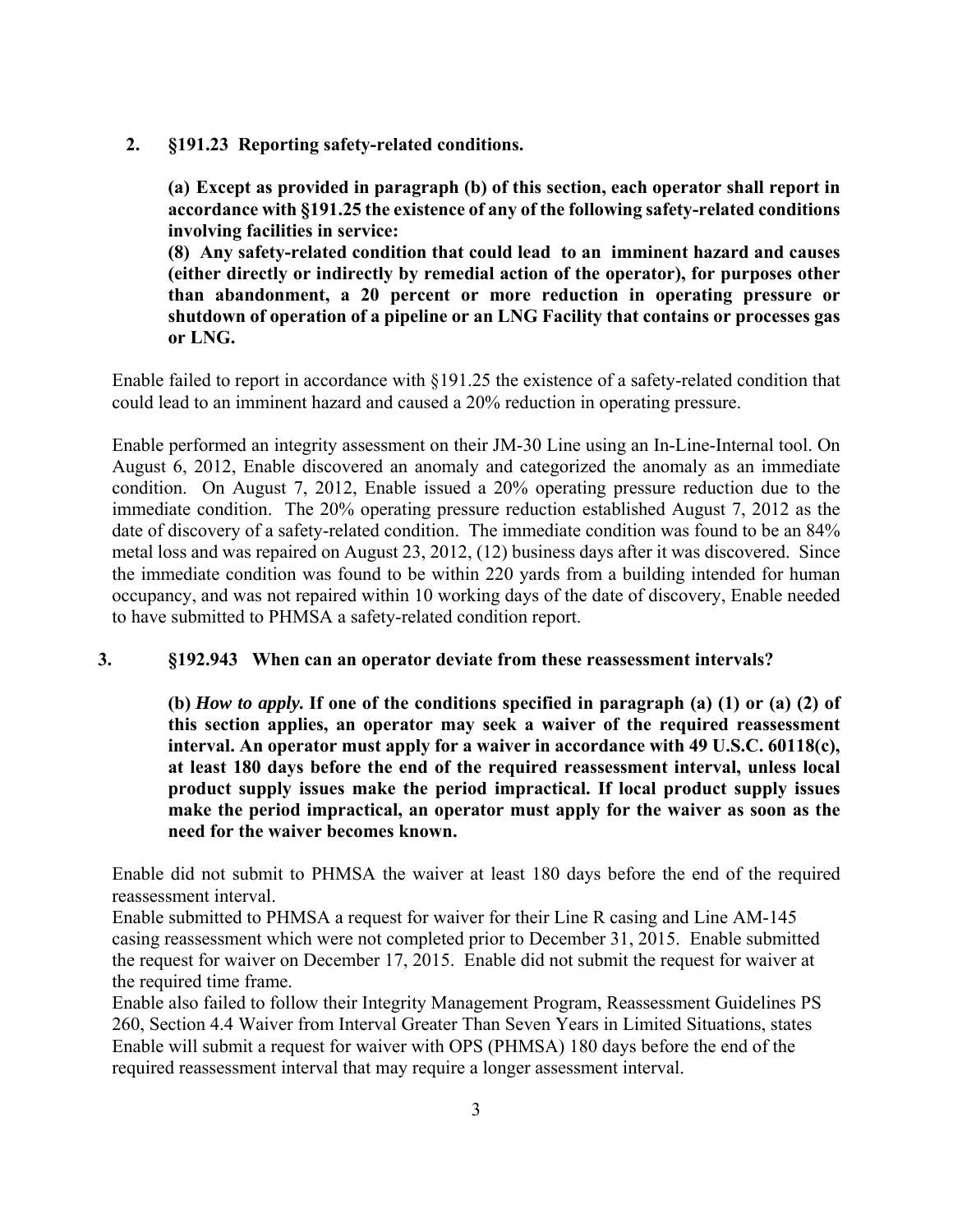2. **§191.23 Reporting safety-related conditions.**

   **(a) Except as provided in paragraph (b) of this section, each operator shall report in accordance with §191.25 the existence of any of the following safety-related conditions involving facilities in service:**
   **(8) Any safety-related condition that could lead to an imminent hazard and causes (either directly or indirectly by remedial action of the operator), for purposes other than abandonment, a 20 percent or more reduction in operating pressure or shutdown of operation of a pipeline or an LNG Facility that contains or processes gas or LNG.**

Enable failed to report in accordance with §191.25 the existence of a safety-related condition that could lead to an imminent hazard and caused a 20% reduction in operating pressure.

Enable performed an integrity assessment on their JM-30 Line using an In-Line-Internal tool. On August 6, 2012, Enable discovered an anomaly and categorized the anomaly as an immediate condition. On August 7, 2012, Enable issued a 20% operating pressure reduction due to the immediate condition. The 20% operating pressure reduction established August 7, 2012 as the date of discovery of a safety-related condition. The immediate condition was found to be an 84% metal loss and was repaired on August 23, 2012, (12) business days after it was discovered. Since the immediate condition was found to be within 220 yards from a building intended for human occupancy, and was not repaired within 10 working days of the date of discovery, Enable needed to have submitted to PHMSA a safety-related condition report.

3. **§192.943 When can an operator deviate from these reassessment intervals?**

   **(b)** ***How to apply.*** **If one of the conditions specified in paragraph (a) (1) or (a) (2) of this section applies, an operator may seek a waiver of the required reassessment interval. An operator must apply for a waiver in accordance with 49 U.S.C. 60118(c), at least 180 days before the end of the required reassessment interval, unless local product supply issues make the period impractical. If local product supply issues make the period impractical, an operator must apply for the waiver as soon as the need for the waiver becomes known.**

Enable did not submit to PHMSA the waiver at least 180 days before the end of the required reassessment interval.
Enable submitted to PHMSA a request for waiver for their Line R casing and Line AM-145 casing reassessment which were not completed prior to December 31, 2015. Enable submitted the request for waiver on December 17, 2015. Enable did not submit the request for waiver at the required time frame.
Enable also failed to follow their Integrity Management Program, Reassessment Guidelines PS 260, Section 4.4 Waiver from Interval Greater Than Seven Years in Limited Situations, states Enable will submit a request for waiver with OPS (PHMSA) 180 days before the end of the required reassessment interval that may require a longer assessment interval.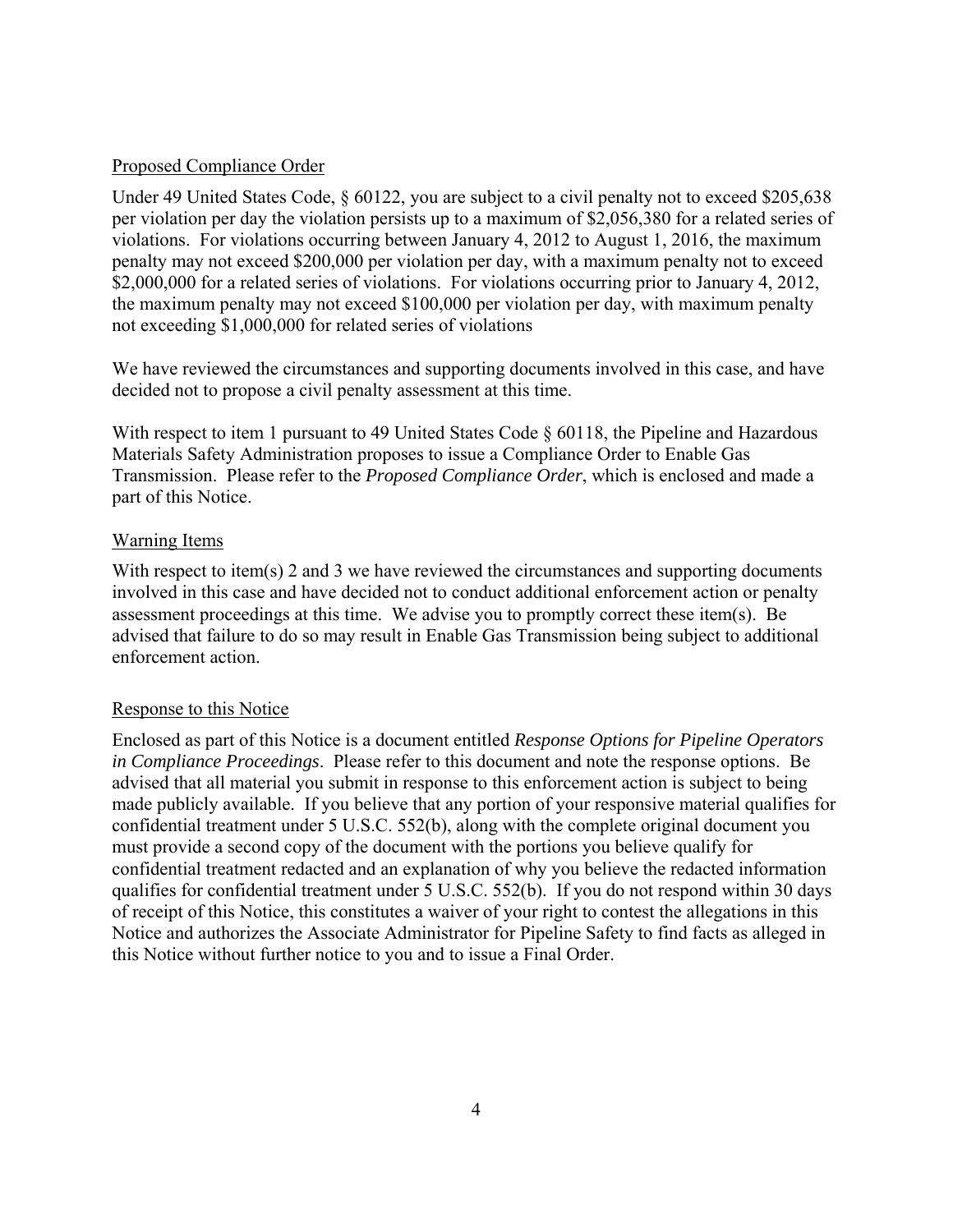## Proposed Compliance Order

Under 49 United States Code, § 60122, you are subject to a civil penalty not to exceed $205,638 per violation per day the violation persists up to a maximum of $2,056,380 for a related series of violations. For violations occurring between January 4, 2012 to August 1, 2016, the maximum penalty may not exceed $200,000 per violation per day, with a maximum penalty not to exceed $2,000,000 for a related series of violations. For violations occurring prior to January 4, 2012, the maximum penalty may not exceed $100,000 per violation per day, with maximum penalty not exceeding $1,000,000 for related series of violations

We have reviewed the circumstances and supporting documents involved in this case, and have decided not to propose a civil penalty assessment at this time.

With respect to item 1 pursuant to 49 United States Code § 60118, the Pipeline and Hazardous Materials Safety Administration proposes to issue a Compliance Order to Enable Gas Transmission. Please refer to the *Proposed Compliance Order*, which is enclosed and made a part of this Notice.

## Warning Items

With respect to item(s) 2 and 3 we have reviewed the circumstances and supporting documents involved in this case and have decided not to conduct additional enforcement action or penalty assessment proceedings at this time. We advise you to promptly correct these item(s). Be advised that failure to do so may result in Enable Gas Transmission being subject to additional enforcement action.

## Response to this Notice

Enclosed as part of this Notice is a document entitled *Response Options for Pipeline Operators in Compliance Proceedings*. Please refer to this document and note the response options. Be advised that all material you submit in response to this enforcement action is subject to being made publicly available. If you believe that any portion of your responsive material qualifies for confidential treatment under 5 U.S.C. 552(b), along with the complete original document you must provide a second copy of the document with the portions you believe qualify for confidential treatment redacted and an explanation of why you believe the redacted information qualifies for confidential treatment under 5 U.S.C. 552(b). If you do not respond within 30 days of receipt of this Notice, this constitutes a waiver of your right to contest the allegations in this Notice and authorizes the Associate Administrator for Pipeline Safety to find facts as alleged in this Notice without further notice to you and to issue a Final Order.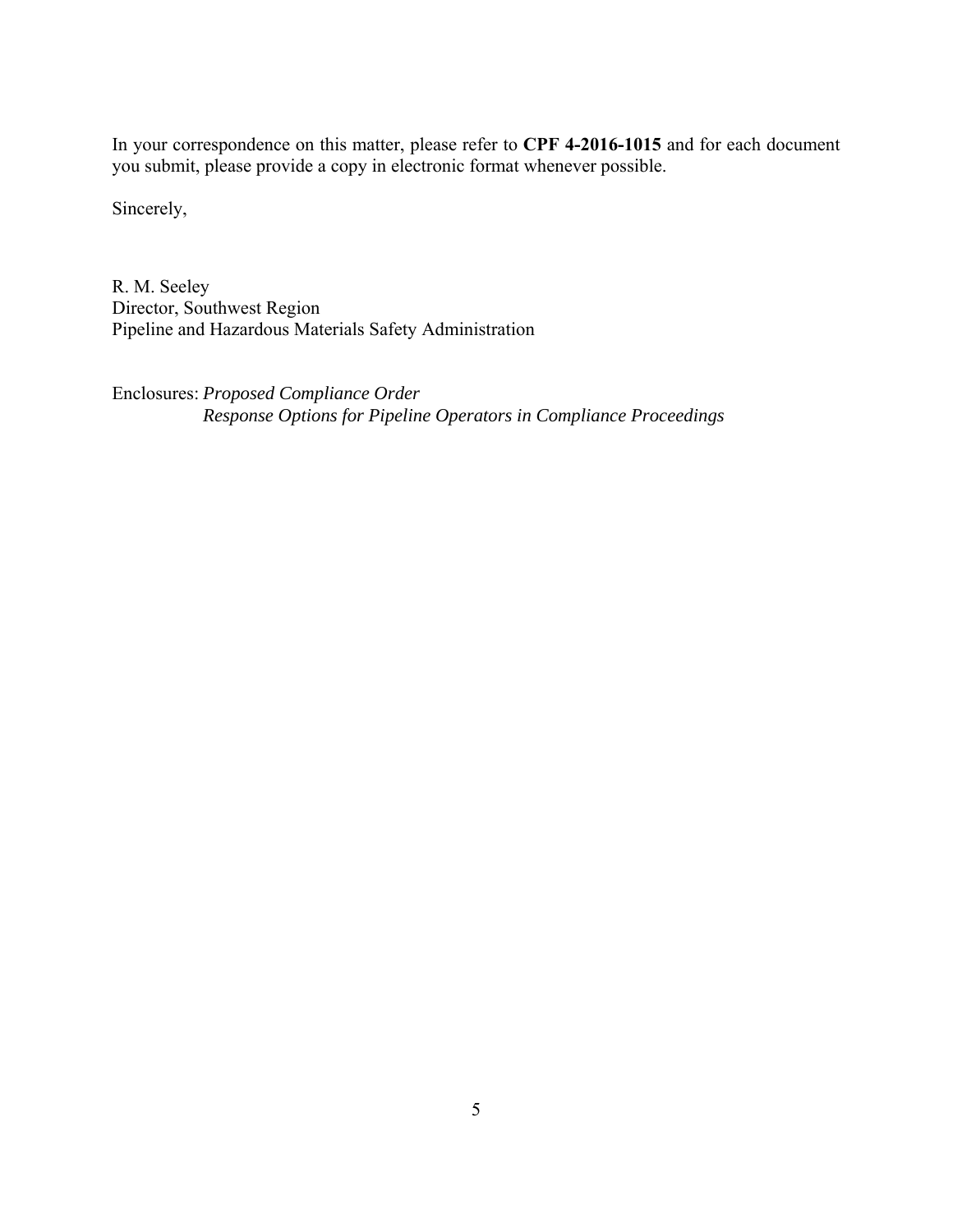In your correspondence on this matter, please refer to **CPF 4-2016-1015** and for each document you submit, please provide a copy in electronic format whenever possible.

Sincerely,

R. M. Seeley
Director, Southwest Region
Pipeline and Hazardous Materials Safety Administration

Enclosures: *Proposed Compliance Order*
*Response Options for Pipeline Operators in Compliance Proceedings*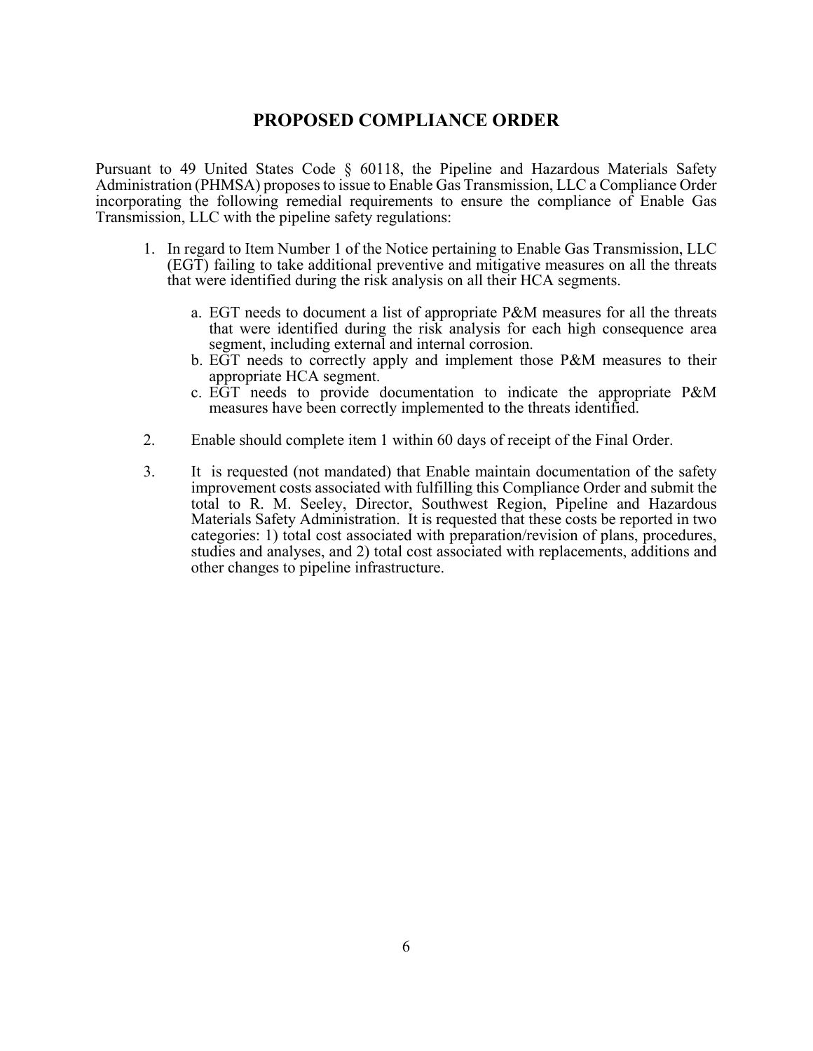## PROPOSED COMPLIANCE ORDER

Pursuant to 49 United States Code § 60118, the Pipeline and Hazardous Materials Safety Administration (PHMSA) proposes to issue to Enable Gas Transmission, LLC a Compliance Order incorporating the following remedial requirements to ensure the compliance of Enable Gas Transmission, LLC with the pipeline safety regulations:

1. In regard to Item Number 1 of the Notice pertaining to Enable Gas Transmission, LLC (EGT) failing to take additional preventive and mitigative measures on all the threats that were identified during the risk analysis on all their HCA segments.

    a. EGT needs to document a list of appropriate P&M measures for all the threats that were identified during the risk analysis for each high consequence area segment, including external and internal corrosion.
    b. EGT needs to correctly apply and implement those P&M measures to their appropriate HCA segment.
    c. EGT needs to provide documentation to indicate the appropriate P&M measures have been correctly implemented to the threats identified.

2. Enable should complete item 1 within 60 days of receipt of the Final Order.

3. It is requested (not mandated) that Enable maintain documentation of the safety improvement costs associated with fulfilling this Compliance Order and submit the total to R. M. Seeley, Director, Southwest Region, Pipeline and Hazardous Materials Safety Administration. It is requested that these costs be reported in two categories: 1) total cost associated with preparation/revision of plans, procedures, studies and analyses, and 2) total cost associated with replacements, additions and other changes to pipeline infrastructure.